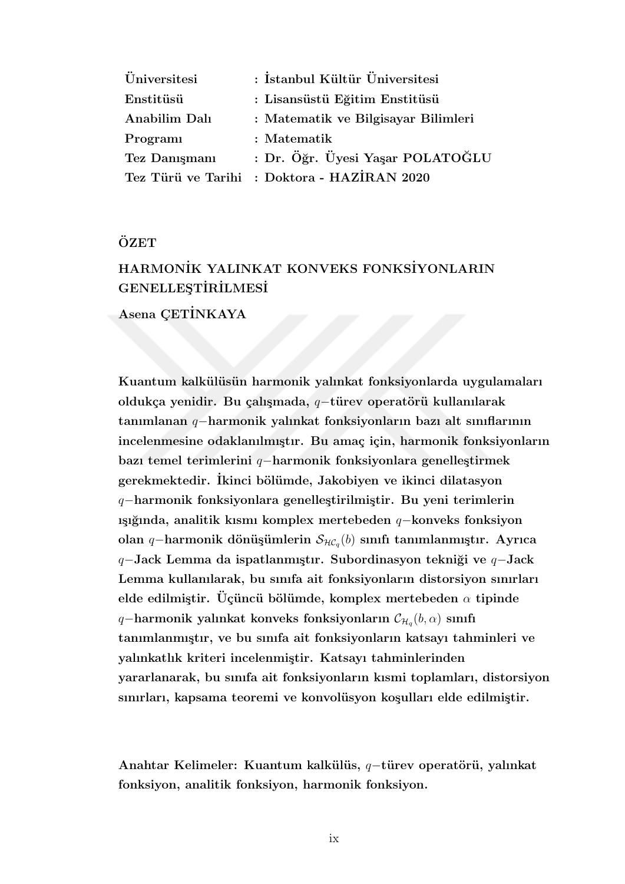| | |
|---|---|
| **Üniversitesi** | **: İstanbul Kültür Üniversitesi** |
| **Enstitüsü** | **: Lisansüstü Eğitim Enstitüsü** |
| **Anabilim Dalı** | **: Matematik ve Bilgisayar Bilimleri** |
| **Programı** | **: Matematik** |
| **Tez Danışmanı** | **: Dr. Öğr. Üyesi Yaşar POLATOĞLU** |
| **Tez Türü ve Tarihi** | **: Doktora - HAZİRAN 2020** |

## ÖZET

## HARMONİK YALINKAT KONVEKS FONKSİYONLARIN GENELLEŞTİRİLMESİ

**Asena ÇETİNKAYA**

**Kuantum kalkülüsün harmonik yalınkat fonksiyonlarda uygulamaları oldukça yenidir. Bu çalışmada, $q-$türev operatörü kullanılarak tanımlanan $q-$harmonik yalınkat fonksiyonların bazı alt sınıflarının incelenmesine odaklanılmıştır. Bu amaç için, harmonik fonksiyonların bazı temel terimlerini $q-$harmonik fonksiyonlara genelleştirmek gerekmektedir. İkinci bölümde, Jakobiyen ve ikinci dilatasyon $q-$harmonik fonksiyonlara genelleştirilmiştir. Bu yeni terimlerin ışığında, analitik kısmı komplex mertebeden $q-$konveks fonksiyon olan $q-$harmonik dönüşümlerin $\mathcal{S}_{\mathcal{HC}_q}(b)$ sınıfı tanımlanmıştır. Ayrıca $q-$Jack Lemma da ispatlanmıştır. Subordinasyon tekniği ve $q-$Jack Lemma kullanılarak, bu sınıfa ait fonksiyonların distorsiyon sınırları elde edilmiştir. Üçüncü bölümde, komplex mertebeden $\alpha$ tipinde $q-$harmonik yalınkat konveks fonksiyonların $\mathcal{C}_{\mathcal{H}_q}(b,\alpha)$ sınıfı tanımlanmıştır, ve bu sınıfa ait fonksiyonların katsayı tahminleri ve yalınkatlık kriteri incelenmiştir. Katsayı tahminlerinden yararlanarak, bu sınıfa ait fonksiyonların kısmi toplamları, distorsiyon sınırları, kapsama teoremi ve konvolüsyon koşulları elde edilmiştir.**

**Anahtar Kelimeler: Kuantum kalkülüs, $q-$türev operatörü, yalınkat fonksiyon, analitik fonksiyon, harmonik fonksiyon.**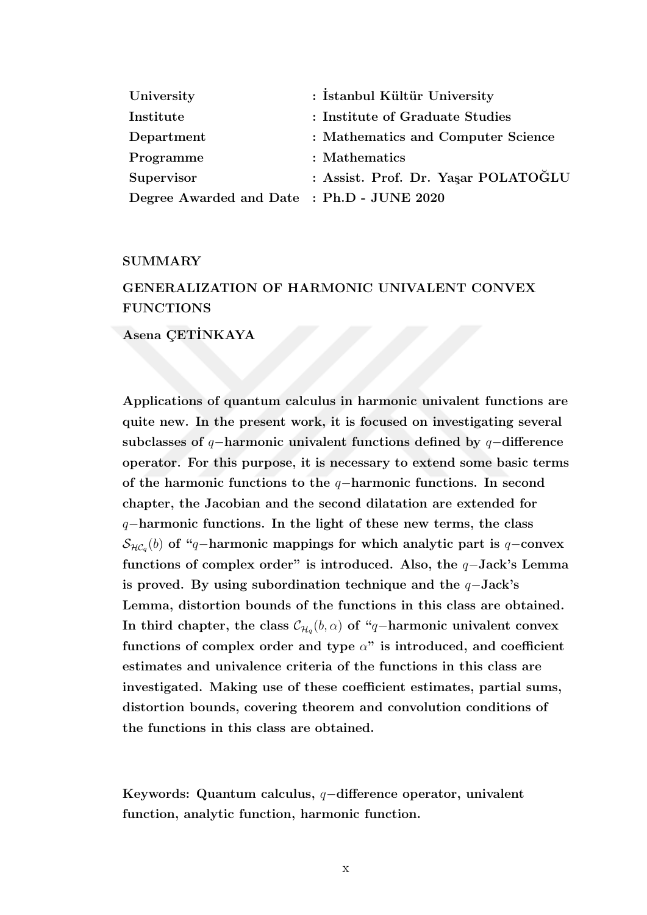| | |
|---|---|
| **University** | **: İstanbul Kültür University** |
| **Institute** | **: Institute of Graduate Studies** |
| **Department** | **: Mathematics and Computer Science** |
| **Programme** | **: Mathematics** |
| **Supervisor** | **: Assist. Prof. Dr. Yaşar POLATOĞLU** |
| **Degree Awarded and Date** | **: Ph.D - JUNE 2020** |

## SUMMARY

## GENERALIZATION OF HARMONIC UNIVALENT CONVEX FUNCTIONS

**Asena ÇETİNKAYA**

**Applications of quantum calculus in harmonic univalent functions are quite new. In the present work, it is focused on investigating several subclasses of $q-$harmonic univalent functions defined by $q-$difference operator. For this purpose, it is necessary to extend some basic terms of the harmonic functions to the $q-$harmonic functions. In second chapter, the Jacobian and the second dilatation are extended for $q-$harmonic functions. In the light of these new terms, the class $\mathcal{S}_{\mathcal{HC}_q}(b)$ of "$q-$harmonic mappings for which analytic part is $q-$convex functions of complex order" is introduced. Also, the $q-$Jack's Lemma is proved. By using subordination technique and the $q-$Jack's Lemma, distortion bounds of the functions in this class are obtained. In third chapter, the class $\mathcal{C}_{\mathcal{H}_q}(b, \alpha)$ of "$q-$harmonic univalent convex functions of complex order and type $\alpha$" is introduced, and coefficient estimates and univalence criteria of the functions in this class are investigated. Making use of these coefficient estimates, partial sums, distortion bounds, covering theorem and convolution conditions of the functions in this class are obtained.**

**Keywords: Quantum calculus, $q-$difference operator, univalent function, analytic function, harmonic function.**